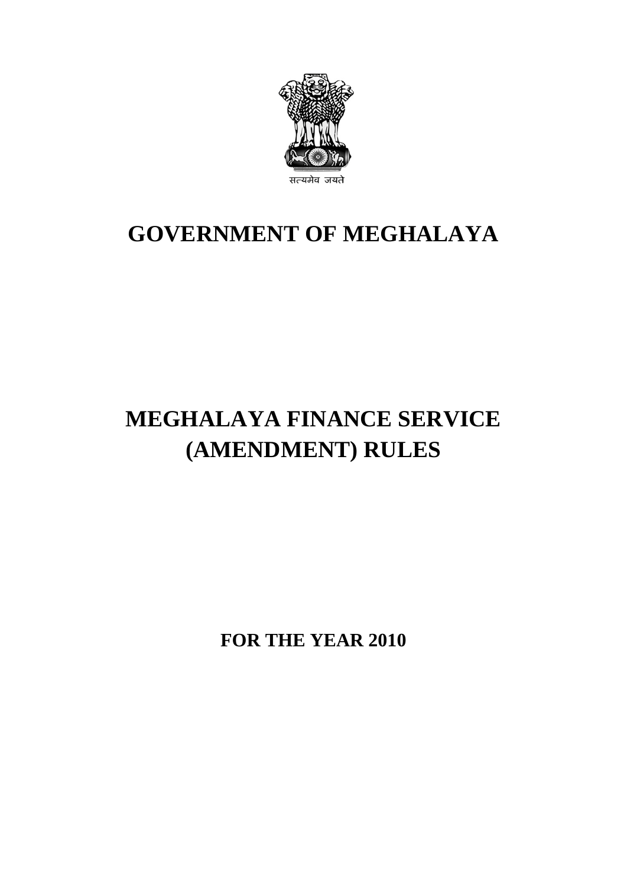सत्यमेव जयते

# GOVERNMENT OF MEGHALAYA

# MEGHALAYA FINANCE SERVICE (AMENDMENT) RULES

## FOR THE YEAR 2010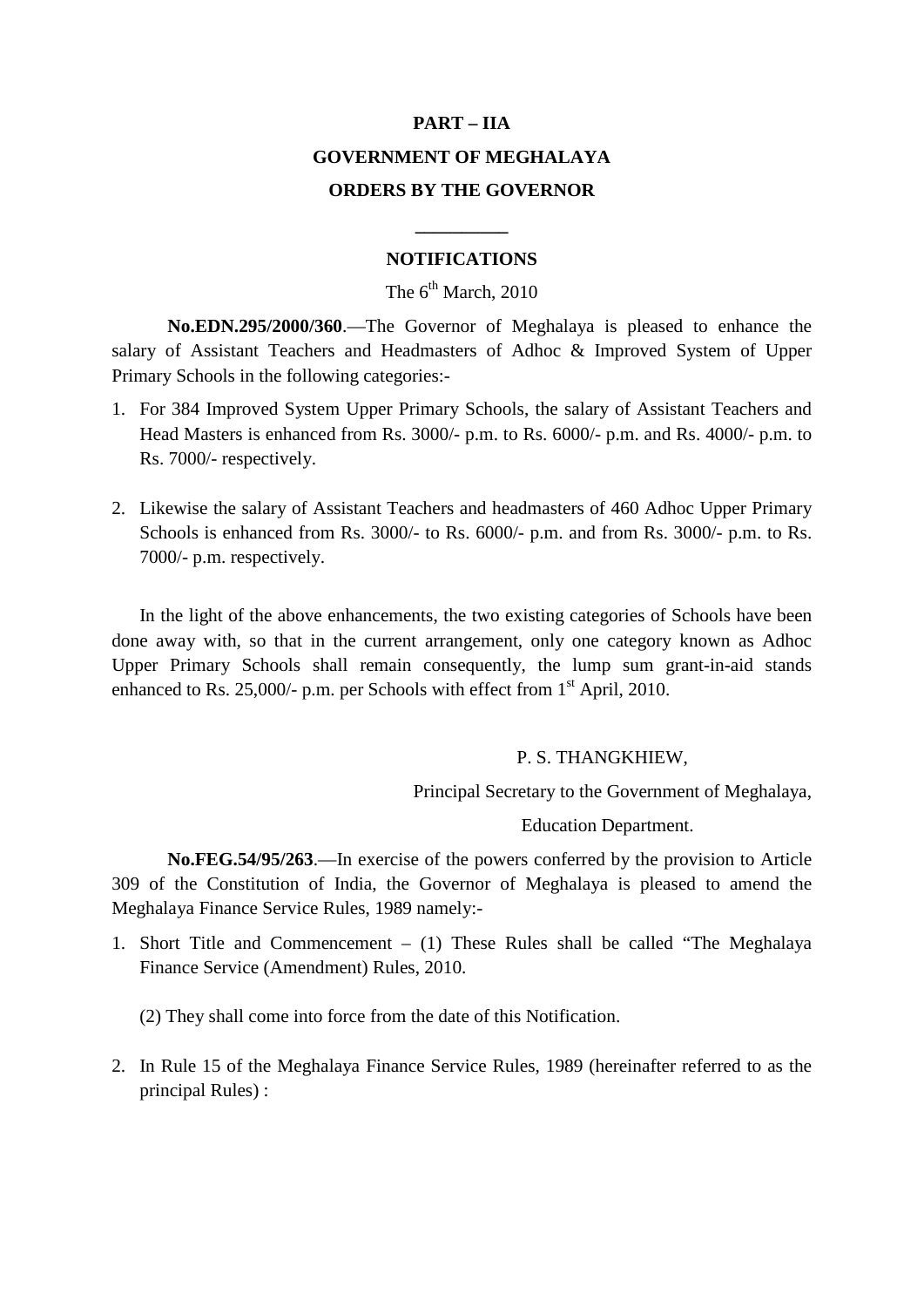**PART – IIA**

**GOVERNMENT OF MEGHALAYA**

**ORDERS BY THE GOVERNOR**

---

**NOTIFICATIONS**

The 6th March, 2010

**No.EDN.295/2000/360**.—The Governor of Meghalaya is pleased to enhance the salary of Assistant Teachers and Headmasters of Adhoc & Improved System of Upper Primary Schools in the following categories:-

1. For 384 Improved System Upper Primary Schools, the salary of Assistant Teachers and Head Masters is enhanced from Rs. 3000/- p.m. to Rs. 6000/- p.m. and Rs. 4000/- p.m. to Rs. 7000/- respectively.

2. Likewise the salary of Assistant Teachers and headmasters of 460 Adhoc Upper Primary Schools is enhanced from Rs. 3000/- to Rs. 6000/- p.m. and from Rs. 3000/- p.m. to Rs. 7000/- p.m. respectively.

In the light of the above enhancements, the two existing categories of Schools have been done away with, so that in the current arrangement, only one category known as Adhoc Upper Primary Schools shall remain consequently, the lump sum grant-in-aid stands enhanced to Rs. 25,000/- p.m. per Schools with effect from 1st April, 2010.

P. S. THANGKHIEW,

Principal Secretary to the Government of Meghalaya,

Education Department.

**No.FEG.54/95/263**.—In exercise of the powers conferred by the provision to Article 309 of the Constitution of India, the Governor of Meghalaya is pleased to amend the Meghalaya Finance Service Rules, 1989 namely:-

1. Short Title and Commencement – (1) These Rules shall be called "The Meghalaya Finance Service (Amendment) Rules, 2010.

   (2) They shall come into force from the date of this Notification.

2. In Rule 15 of the Meghalaya Finance Service Rules, 1989 (hereinafter referred to as the principal Rules) :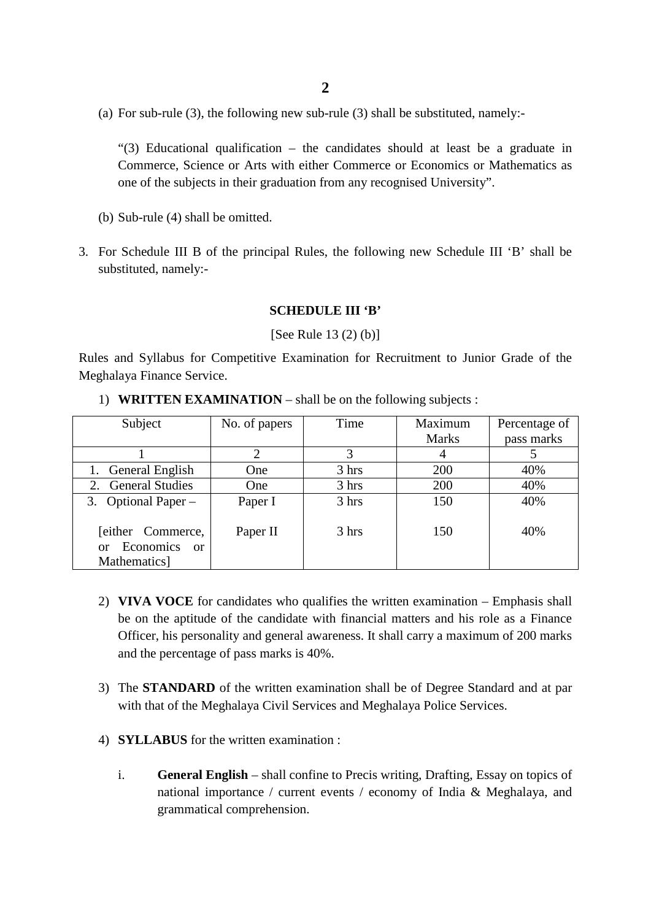(a) For sub-rule (3), the following new sub-rule (3) shall be substituted, namely:-

"(3) Educational qualification – the candidates should at least be a graduate in Commerce, Science or Arts with either Commerce or Economics or Mathematics as one of the subjects in their graduation from any recognised University".

(b) Sub-rule (4) shall be omitted.

3. For Schedule III B of the principal Rules, the following new Schedule III 'B' shall be substituted, namely:-

**SCHEDULE III 'B'**

[See Rule 13 (2) (b)]

Rules and Syllabus for Competitive Examination for Recruitment to Junior Grade of the Meghalaya Finance Service.

1) **WRITTEN EXAMINATION** – shall be on the following subjects :

| Subject | No. of papers | Time | Maximum Marks | Percentage of pass marks |
|---|---|---|---|---|
| 1 | 2 | 3 | 4 | 5 |
| 1. General English | One | 3 hrs | 200 | 40% |
| 2. General Studies | One | 3 hrs | 200 | 40% |
| 3. Optional Paper – | Paper I | 3 hrs | 150 | 40% |
| [either Commerce, or Economics or Mathematics] | Paper II | 3 hrs | 150 | 40% |

2) **VIVA VOCE** for candidates who qualifies the written examination – Emphasis shall be on the aptitude of the candidate with financial matters and his role as a Finance Officer, his personality and general awareness. It shall carry a maximum of 200 marks and the percentage of pass marks is 40%.

3) The **STANDARD** of the written examination shall be of Degree Standard and at par with that of the Meghalaya Civil Services and Meghalaya Police Services.

4) **SYLLABUS** for the written examination :

   i. **General English** – shall confine to Precis writing, Drafting, Essay on topics of national importance / current events / economy of India & Meghalaya, and grammatical comprehension.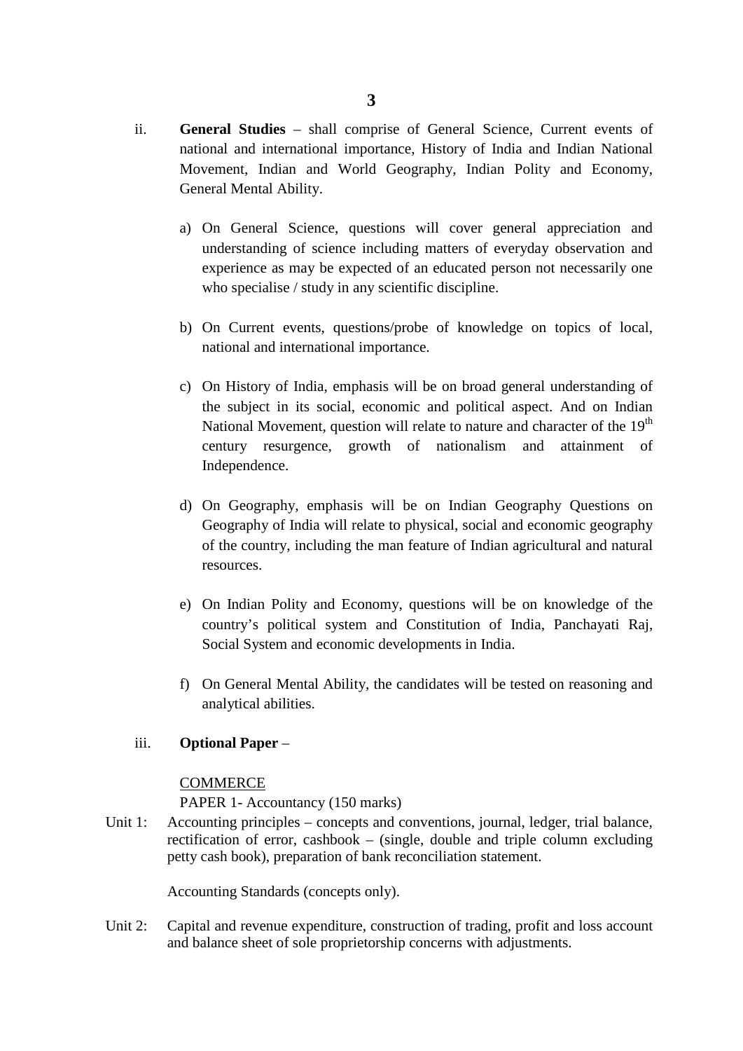ii. **General Studies** – shall comprise of General Science, Current events of national and international importance, History of India and Indian National Movement, Indian and World Geography, Indian Polity and Economy, General Mental Ability.

a) On General Science, questions will cover general appreciation and understanding of science including matters of everyday observation and experience as may be expected of an educated person not necessarily one who specialise / study in any scientific discipline.

b) On Current events, questions/probe of knowledge on topics of local, national and international importance.

c) On History of India, emphasis will be on broad general understanding of the subject in its social, economic and political aspect. And on Indian National Movement, question will relate to nature and character of the 19th century resurgence, growth of nationalism and attainment of Independence.

d) On Geography, emphasis will be on Indian Geography Questions on Geography of India will relate to physical, social and economic geography of the country, including the man feature of Indian agricultural and natural resources.

e) On Indian Polity and Economy, questions will be on knowledge of the country's political system and Constitution of India, Panchayati Raj, Social System and economic developments in India.

f) On General Mental Ability, the candidates will be tested on reasoning and analytical abilities.

iii. **Optional Paper** –

COMMERCE

PAPER 1- Accountancy (150 marks)

Unit 1: Accounting principles – concepts and conventions, journal, ledger, trial balance, rectification of error, cashbook – (single, double and triple column excluding petty cash book), preparation of bank reconciliation statement.

Accounting Standards (concepts only).

Unit 2: Capital and revenue expenditure, construction of trading, profit and loss account and balance sheet of sole proprietorship concerns with adjustments.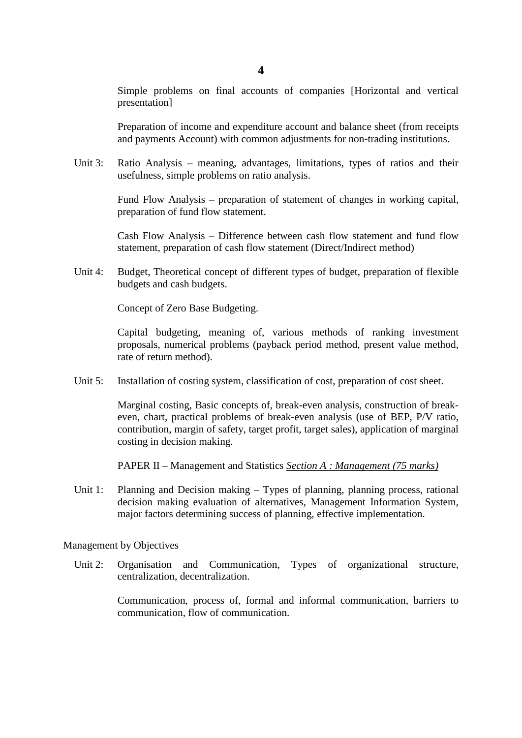Simple problems on final accounts of companies [Horizontal and vertical presentation]

Preparation of income and expenditure account and balance sheet (from receipts and payments Account) with common adjustments for non-trading institutions.

Unit 3: Ratio Analysis – meaning, advantages, limitations, types of ratios and their usefulness, simple problems on ratio analysis.

Fund Flow Analysis – preparation of statement of changes in working capital, preparation of fund flow statement.

Cash Flow Analysis – Difference between cash flow statement and fund flow statement, preparation of cash flow statement (Direct/Indirect method)

Unit 4: Budget, Theoretical concept of different types of budget, preparation of flexible budgets and cash budgets.

Concept of Zero Base Budgeting.

Capital budgeting, meaning of, various methods of ranking investment proposals, numerical problems (payback period method, present value method, rate of return method).

Unit 5: Installation of costing system, classification of cost, preparation of cost sheet.

Marginal costing, Basic concepts of, break-even analysis, construction of break-even, chart, practical problems of break-even analysis (use of BEP, P/V ratio, contribution, margin of safety, target profit, target sales), application of marginal costing in decision making.

PAPER II – Management and Statistics *Section A : Management (75 marks)*

Unit 1: Planning and Decision making – Types of planning, planning process, rational decision making evaluation of alternatives, Management Information System, major factors determining success of planning, effective implementation.

Management by Objectives

Unit 2: Organisation and Communication, Types of organizational structure, centralization, decentralization.

Communication, process of, formal and informal communication, barriers to communication, flow of communication.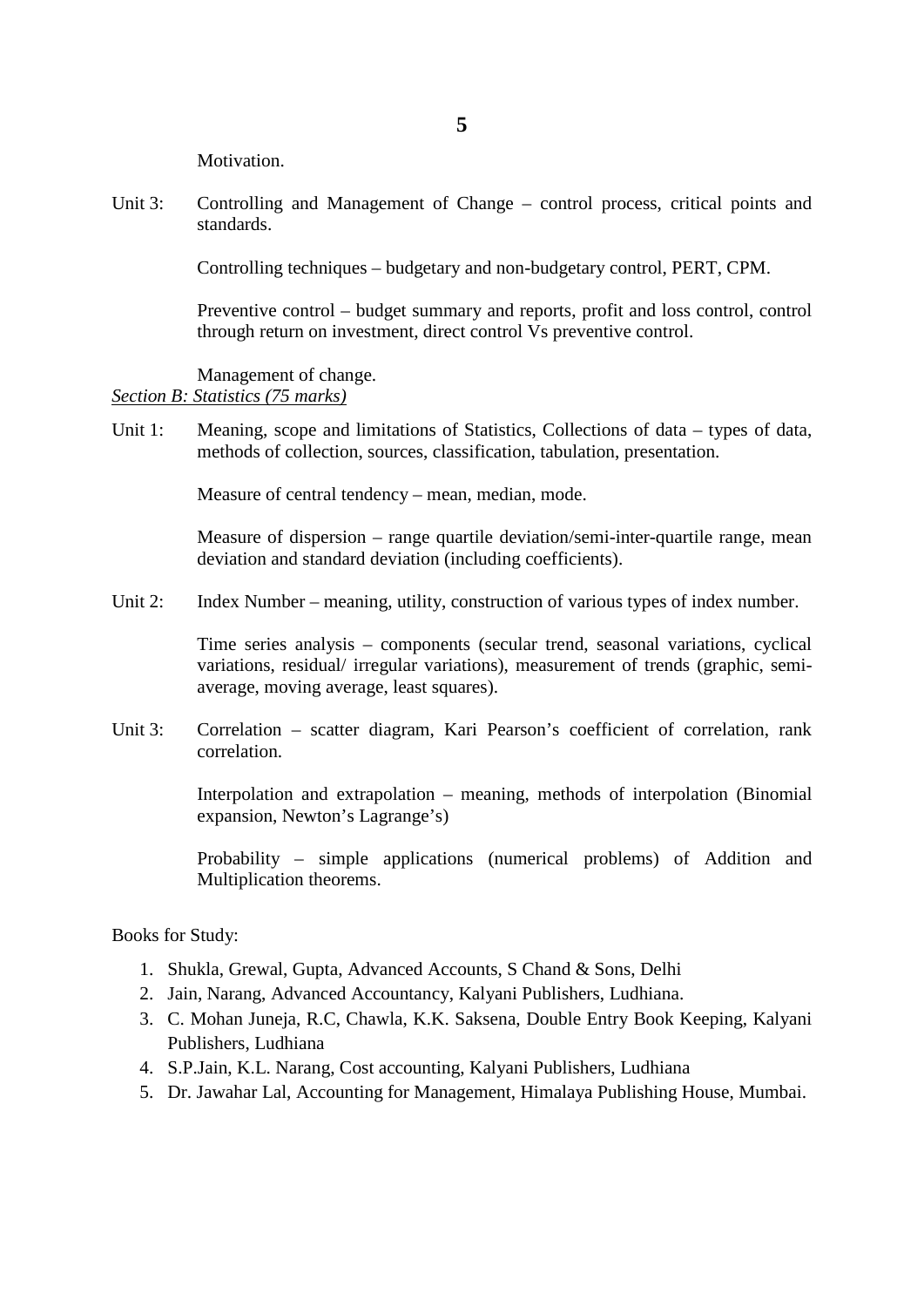Motivation.

Unit 3: Controlling and Management of Change – control process, critical points and standards.

Controlling techniques – budgetary and non-budgetary control, PERT, CPM.

Preventive control – budget summary and reports, profit and loss control, control through return on investment, direct control Vs preventive control.

Management of change.

*Section B: Statistics (75 marks)*

Unit 1: Meaning, scope and limitations of Statistics, Collections of data – types of data, methods of collection, sources, classification, tabulation, presentation.

Measure of central tendency – mean, median, mode.

Measure of dispersion – range quartile deviation/semi-inter-quartile range, mean deviation and standard deviation (including coefficients).

Unit 2: Index Number – meaning, utility, construction of various types of index number.

Time series analysis – components (secular trend, seasonal variations, cyclical variations, residual/ irregular variations), measurement of trends (graphic, semi-average, moving average, least squares).

Unit 3: Correlation – scatter diagram, Kari Pearson's coefficient of correlation, rank correlation.

Interpolation and extrapolation – meaning, methods of interpolation (Binomial expansion, Newton's Lagrange's)

Probability – simple applications (numerical problems) of Addition and Multiplication theorems.

Books for Study:

1. Shukla, Grewal, Gupta, Advanced Accounts, S Chand & Sons, Delhi
2. Jain, Narang, Advanced Accountancy, Kalyani Publishers, Ludhiana.
3. C. Mohan Juneja, R.C, Chawla, K.K. Saksena, Double Entry Book Keeping, Kalyani Publishers, Ludhiana
4. S.P.Jain, K.L. Narang, Cost accounting, Kalyani Publishers, Ludhiana
5. Dr. Jawahar Lal, Accounting for Management, Himalaya Publishing House, Mumbai.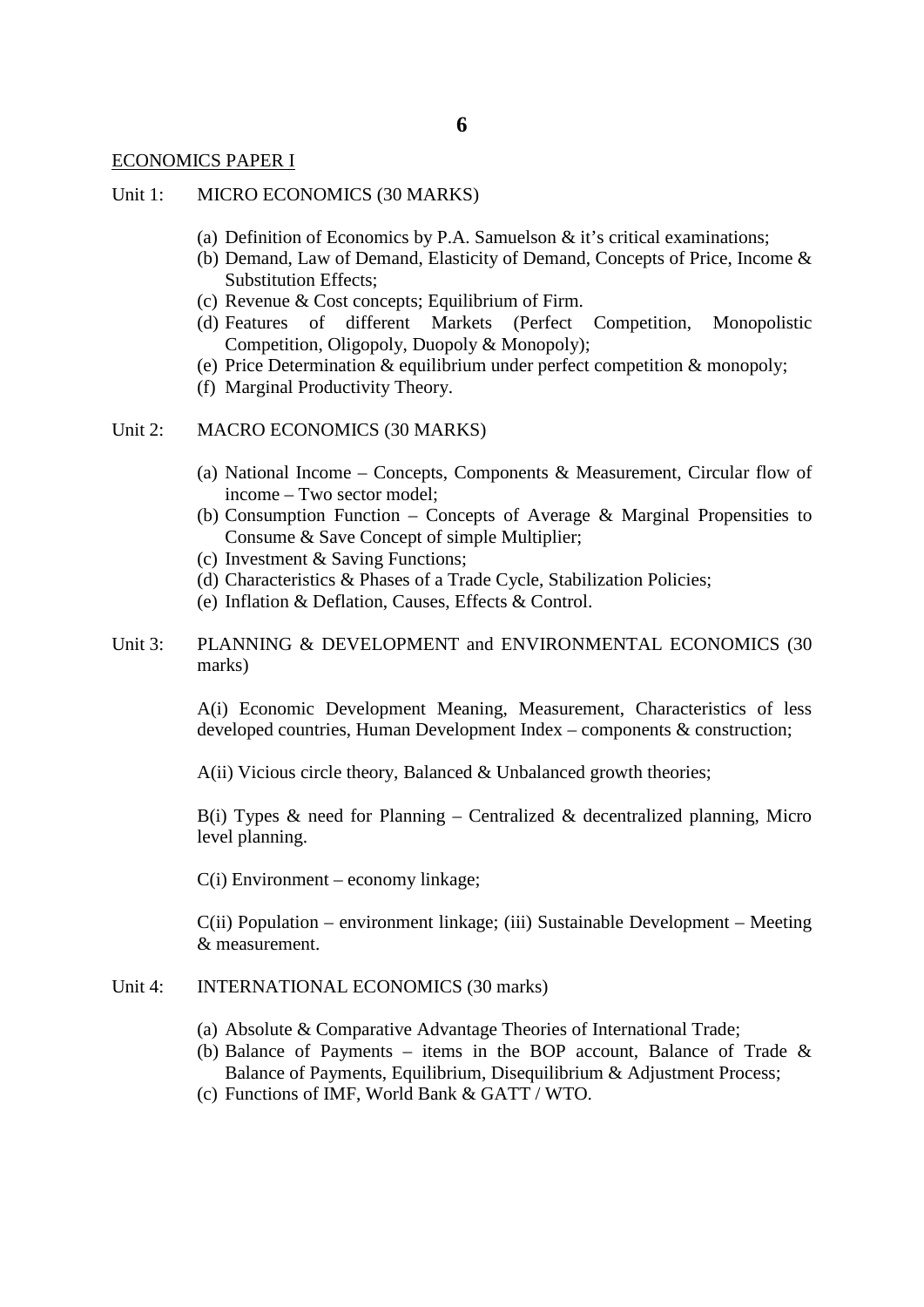ECONOMICS PAPER I

Unit 1: MICRO ECONOMICS (30 MARKS)

(a) Definition of Economics by P.A. Samuelson & it's critical examinations;
(b) Demand, Law of Demand, Elasticity of Demand, Concepts of Price, Income & Substitution Effects;
(c) Revenue & Cost concepts; Equilibrium of Firm.
(d) Features of different Markets (Perfect Competition, Monopolistic Competition, Oligopoly, Duopoly & Monopoly);
(e) Price Determination & equilibrium under perfect competition & monopoly;
(f) Marginal Productivity Theory.

Unit 2: MACRO ECONOMICS (30 MARKS)

(a) National Income – Concepts, Components & Measurement, Circular flow of income – Two sector model;
(b) Consumption Function – Concepts of Average & Marginal Propensities to Consume & Save Concept of simple Multiplier;
(c) Investment & Saving Functions;
(d) Characteristics & Phases of a Trade Cycle, Stabilization Policies;
(e) Inflation & Deflation, Causes, Effects & Control.

Unit 3: PLANNING & DEVELOPMENT and ENVIRONMENTAL ECONOMICS (30 marks)

A(i) Economic Development Meaning, Measurement, Characteristics of less developed countries, Human Development Index – components & construction;

A(ii) Vicious circle theory, Balanced & Unbalanced growth theories;

B(i) Types & need for Planning – Centralized & decentralized planning, Micro level planning.

C(i) Environment – economy linkage;

C(ii) Population – environment linkage; (iii) Sustainable Development – Meeting & measurement.

Unit 4: INTERNATIONAL ECONOMICS (30 marks)

(a) Absolute & Comparative Advantage Theories of International Trade;
(b) Balance of Payments – items in the BOP account, Balance of Trade & Balance of Payments, Equilibrium, Disequilibrium & Adjustment Process;
(c) Functions of IMF, World Bank & GATT / WTO.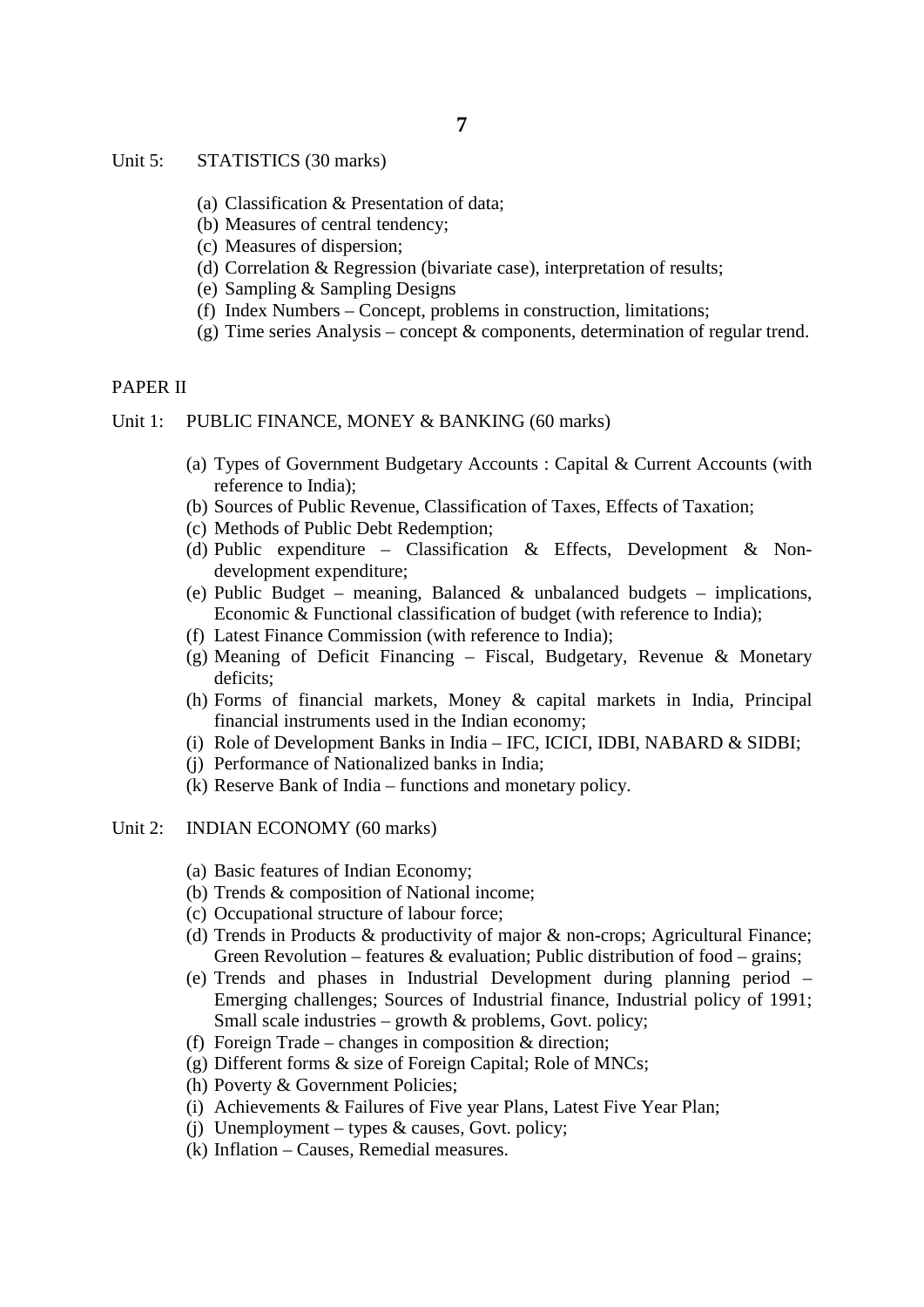Unit 5: STATISTICS (30 marks)

- (a) Classification & Presentation of data;
- (b) Measures of central tendency;
- (c) Measures of dispersion;
- (d) Correlation & Regression (bivariate case), interpretation of results;
- (e) Sampling & Sampling Designs
- (f) Index Numbers – Concept, problems in construction, limitations;
- (g) Time series Analysis – concept & components, determination of regular trend.

## PAPER II

Unit 1: PUBLIC FINANCE, MONEY & BANKING (60 marks)

- (a) Types of Government Budgetary Accounts : Capital & Current Accounts (with reference to India);
- (b) Sources of Public Revenue, Classification of Taxes, Effects of Taxation;
- (c) Methods of Public Debt Redemption;
- (d) Public expenditure – Classification & Effects, Development & Non-development expenditure;
- (e) Public Budget – meaning, Balanced & unbalanced budgets – implications, Economic & Functional classification of budget (with reference to India);
- (f) Latest Finance Commission (with reference to India);
- (g) Meaning of Deficit Financing – Fiscal, Budgetary, Revenue & Monetary deficits;
- (h) Forms of financial markets, Money & capital markets in India, Principal financial instruments used in the Indian economy;
- (i) Role of Development Banks in India – IFC, ICICI, IDBI, NABARD & SIDBI;
- (j) Performance of Nationalized banks in India;
- (k) Reserve Bank of India – functions and monetary policy.

Unit 2: INDIAN ECONOMY (60 marks)

- (a) Basic features of Indian Economy;
- (b) Trends & composition of National income;
- (c) Occupational structure of labour force;
- (d) Trends in Products & productivity of major & non-crops; Agricultural Finance; Green Revolution – features & evaluation; Public distribution of food – grains;
- (e) Trends and phases in Industrial Development during planning period – Emerging challenges; Sources of Industrial finance, Industrial policy of 1991; Small scale industries – growth & problems, Govt. policy;
- (f) Foreign Trade – changes in composition & direction;
- (g) Different forms & size of Foreign Capital; Role of MNCs;
- (h) Poverty & Government Policies;
- (i) Achievements & Failures of Five year Plans, Latest Five Year Plan;
- (j) Unemployment – types & causes, Govt. policy;
- (k) Inflation – Causes, Remedial measures.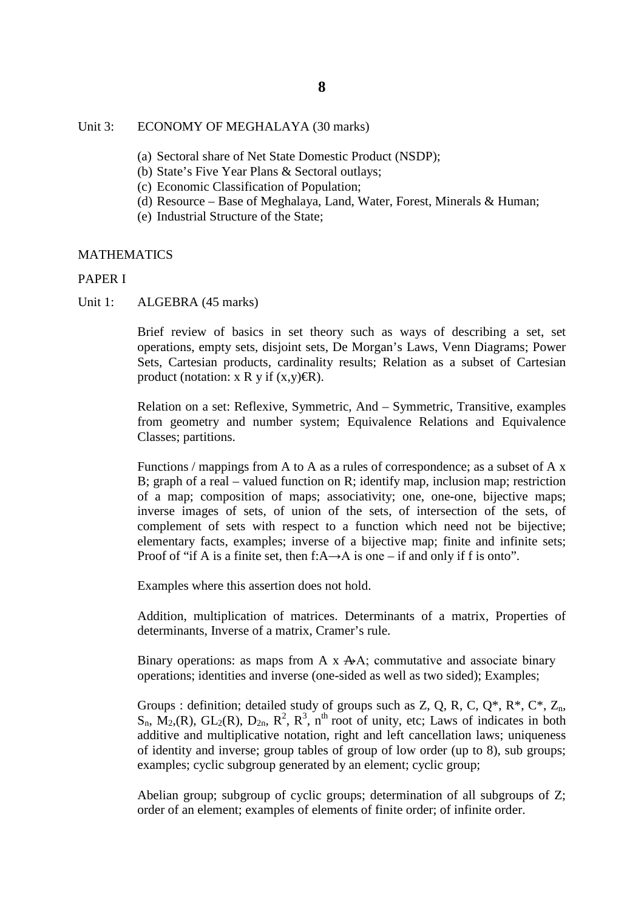Unit 3: ECONOMY OF MEGHALAYA (30 marks)

(a) Sectoral share of Net State Domestic Product (NSDP);
(b) State's Five Year Plans & Sectoral outlays;
(c) Economic Classification of Population;
(d) Resource – Base of Meghalaya, Land, Water, Forest, Minerals & Human;
(e) Industrial Structure of the State;

MATHEMATICS

PAPER I

Unit 1: ALGEBRA (45 marks)

Brief review of basics in set theory such as ways of describing a set, set operations, empty sets, disjoint sets, De Morgan's Laws, Venn Diagrams; Power Sets, Cartesian products, cardinality results; Relation as a subset of Cartesian product (notation: x R y if (x,y)€R).

Relation on a set: Reflexive, Symmetric, And – Symmetric, Transitive, examples from geometry and number system; Equivalence Relations and Equivalence Classes; partitions.

Functions / mappings from A to A as a rules of correspondence; as a subset of A x B; graph of a real – valued function on R; identify map, inclusion map; restriction of a map; composition of maps; associativity; one, one-one, bijective maps; inverse images of sets, of union of the sets, of intersection of the sets, of complement of sets with respect to a function which need not be bijective; elementary facts, examples; inverse of a bijective map; finite and infinite sets; Proof of "if A is a finite set, then $f:A\rightarrow A$ is one – if and only if f is onto".

Examples where this assertion does not hold.

Addition, multiplication of matrices. Determinants of a matrix, Properties of determinants, Inverse of a matrix, Cramer's rule.

Binary operations: as maps from A x A→A; commutative and associate binary operations; identities and inverse (one-sided as well as two sided); Examples;

Groups : definition; detailed study of groups such as Z, Q, R, C, Q*, R*, C*, $Z_n$, $S_n$, $M_2$,(R), $GL_2$(R), $D_{2n}$, $R^2$, $R^3$, $n^{th}$ root of unity, etc; Laws of indicates in both additive and multiplicative notation, right and left cancellation laws; uniqueness of identity and inverse; group tables of group of low order (up to 8), sub groups; examples; cyclic subgroup generated by an element; cyclic group;

Abelian group; subgroup of cyclic groups; determination of all subgroups of Z; order of an element; examples of elements of finite order; of infinite order.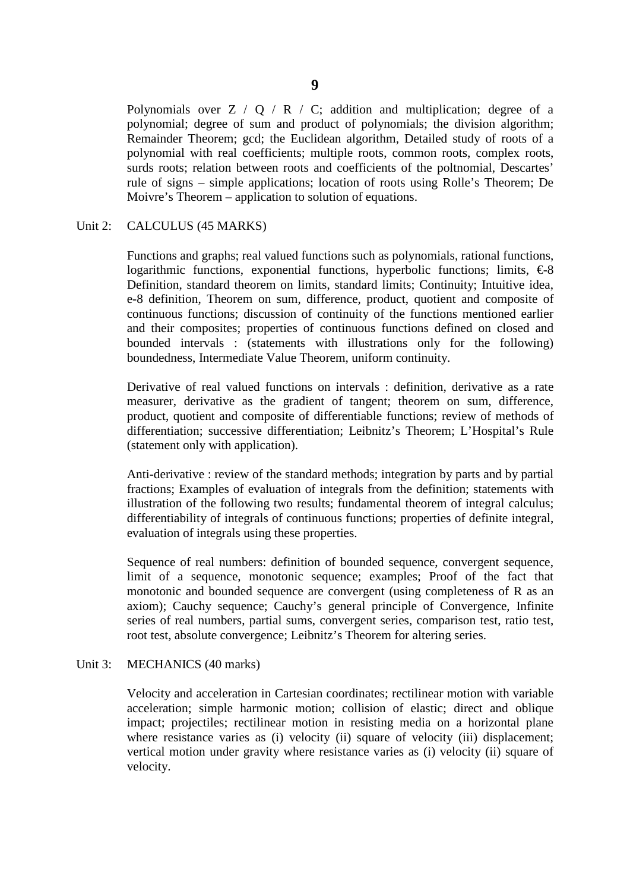Polynomials over Z / Q / R / C; addition and multiplication; degree of a polynomial; degree of sum and product of polynomials; the division algorithm; Remainder Theorem; gcd; the Euclidean algorithm, Detailed study of roots of a polynomial with real coefficients; multiple roots, common roots, complex roots, surds roots; relation between roots and coefficients of the poltnomial, Descartes' rule of signs – simple applications; location of roots using Rolle's Theorem; De Moivre's Theorem – application to solution of equations.

Unit 2: CALCULUS (45 MARKS)

Functions and graphs; real valued functions such as polynomials, rational functions, logarithmic functions, exponential functions, hyperbolic functions; limits, €-8 Definition, standard theorem on limits, standard limits; Continuity; Intuitive idea, e-8 definition, Theorem on sum, difference, product, quotient and composite of continuous functions; discussion of continuity of the functions mentioned earlier and their composites; properties of continuous functions defined on closed and bounded intervals : (statements with illustrations only for the following) boundedness, Intermediate Value Theorem, uniform continuity.

Derivative of real valued functions on intervals : definition, derivative as a rate measurer, derivative as the gradient of tangent; theorem on sum, difference, product, quotient and composite of differentiable functions; review of methods of differentiation; successive differentiation; Leibnitz's Theorem; L'Hospital's Rule (statement only with application).

Anti-derivative : review of the standard methods; integration by parts and by partial fractions; Examples of evaluation of integrals from the definition; statements with illustration of the following two results; fundamental theorem of integral calculus; differentiability of integrals of continuous functions; properties of definite integral, evaluation of integrals using these properties.

Sequence of real numbers: definition of bounded sequence, convergent sequence, limit of a sequence, monotonic sequence; examples; Proof of the fact that monotonic and bounded sequence are convergent (using completeness of R as an axiom); Cauchy sequence; Cauchy's general principle of Convergence, Infinite series of real numbers, partial sums, convergent series, comparison test, ratio test, root test, absolute convergence; Leibnitz's Theorem for altering series.

Unit 3: MECHANICS (40 marks)

Velocity and acceleration in Cartesian coordinates; rectilinear motion with variable acceleration; simple harmonic motion; collision of elastic; direct and oblique impact; projectiles; rectilinear motion in resisting media on a horizontal plane where resistance varies as (i) velocity (ii) square of velocity (iii) displacement; vertical motion under gravity where resistance varies as (i) velocity (ii) square of velocity.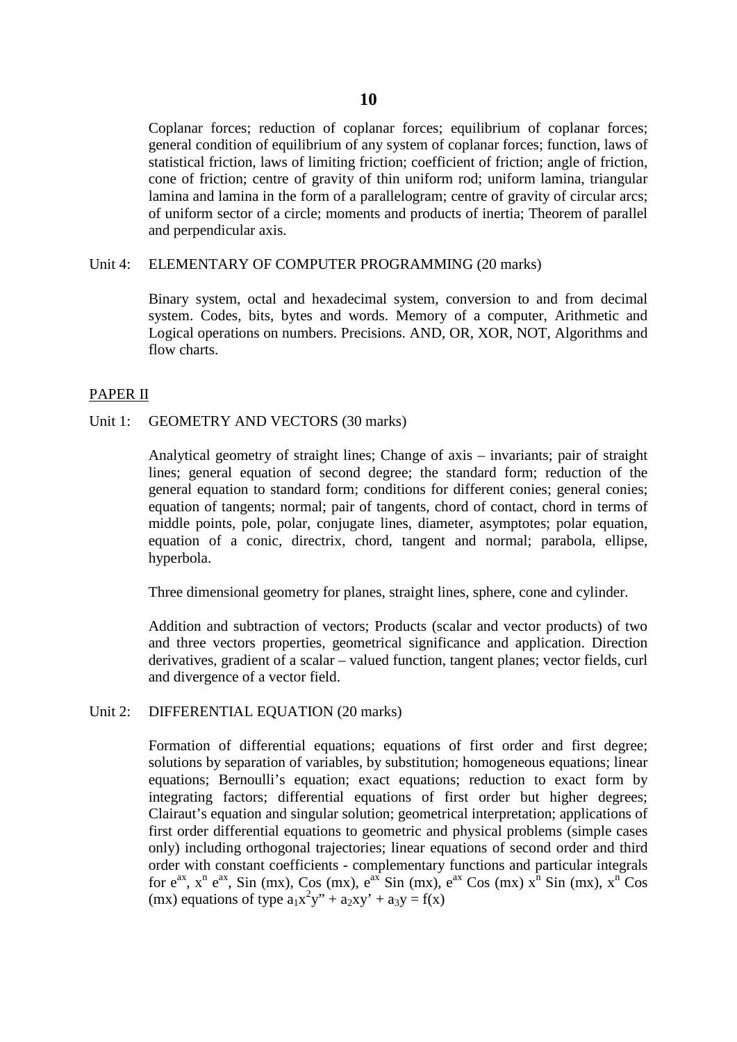Coplanar forces; reduction of coplanar forces; equilibrium of coplanar forces; general condition of equilibrium of any system of coplanar forces; function, laws of statistical friction, laws of limiting friction; coefficient of friction; angle of friction, cone of friction; centre of gravity of thin uniform rod; uniform lamina, triangular lamina and lamina in the form of a parallelogram; centre of gravity of circular arcs; of uniform sector of a circle; moments and products of inertia; Theorem of parallel and perpendicular axis.

Unit 4: ELEMENTARY OF COMPUTER PROGRAMMING (20 marks)

Binary system, octal and hexadecimal system, conversion to and from decimal system. Codes, bits, bytes and words. Memory of a computer, Arithmetic and Logical operations on numbers. Precisions. AND, OR, XOR, NOT, Algorithms and flow charts.

## PAPER II

Unit 1: GEOMETRY AND VECTORS (30 marks)

Analytical geometry of straight lines; Change of axis – invariants; pair of straight lines; general equation of second degree; the standard form; reduction of the general equation to standard form; conditions for different conies; general conies; equation of tangents; normal; pair of tangents, chord of contact, chord in terms of middle points, pole, polar, conjugate lines, diameter, asymptotes; polar equation, equation of a conic, directrix, chord, tangent and normal; parabola, ellipse, hyperbola.

Three dimensional geometry for planes, straight lines, sphere, cone and cylinder.

Addition and subtraction of vectors; Products (scalar and vector products) of two and three vectors properties, geometrical significance and application. Direction derivatives, gradient of a scalar – valued function, tangent planes; vector fields, curl and divergence of a vector field.

Unit 2: DIFFERENTIAL EQUATION (20 marks)

Formation of differential equations; equations of first order and first degree; solutions by separation of variables, by substitution; homogeneous equations; linear equations; Bernoulli's equation; exact equations; reduction to exact form by integrating factors; differential equations of first order but higher degrees; Clairaut's equation and singular solution; geometrical interpretation; applications of first order differential equations to geometric and physical problems (simple cases only) including orthogonal trajectories; linear equations of second order and third order with constant coefficients - complementary functions and particular integrals for $e^{ax}$, $x^n e^{ax}$, Sin (mx), Cos (mx), $e^{ax}$ Sin (mx), $e^{ax}$ Cos (mx) $x^n$ Sin (mx), $x^n$ Cos (mx) equations of type $a_1x^2y'' + a_2xy' + a_3y = f(x)$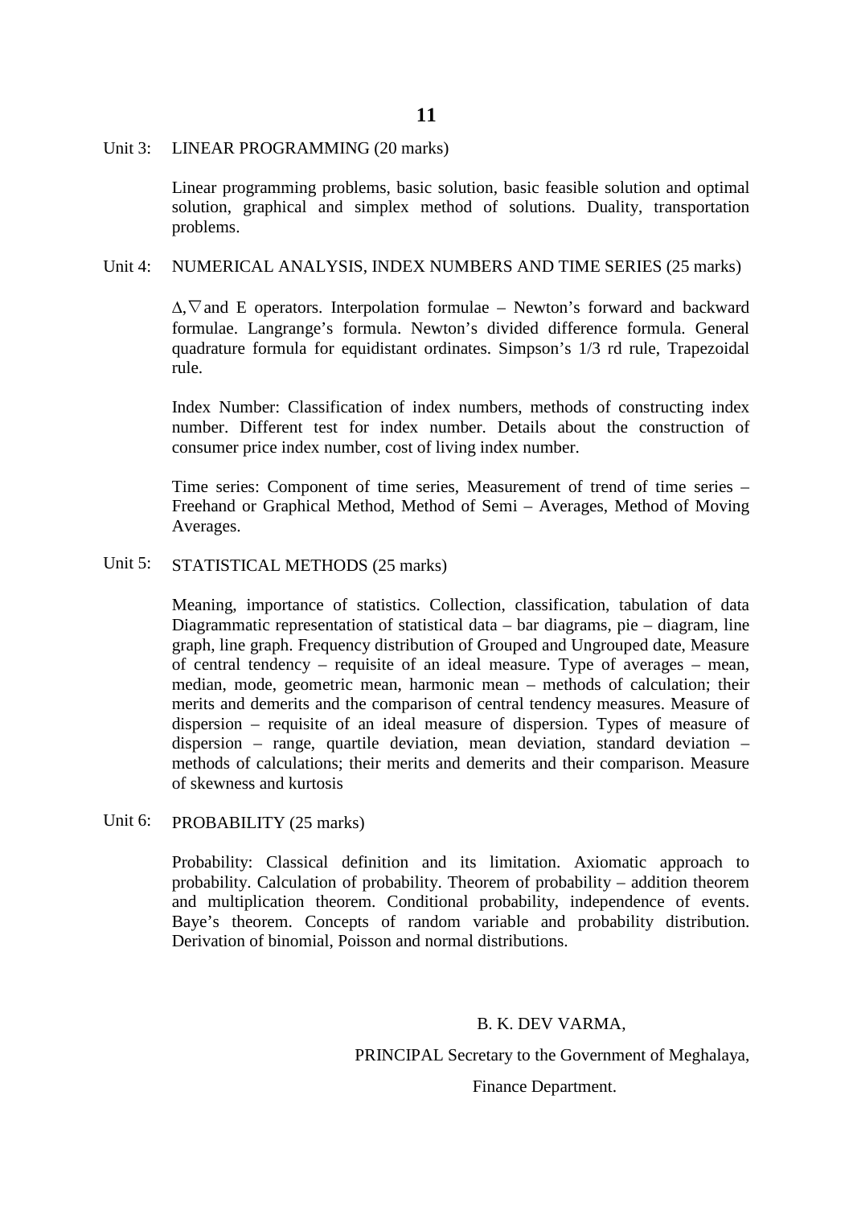Unit 3: LINEAR PROGRAMMING (20 marks)

Linear programming problems, basic solution, basic feasible solution and optimal solution, graphical and simplex method of solutions. Duality, transportation problems.

Unit 4: NUMERICAL ANALYSIS, INDEX NUMBERS AND TIME SERIES (25 marks)

$\Delta, \nabla$ and E operators. Interpolation formulae – Newton's forward and backward formulae. Langrange's formula. Newton's divided difference formula. General quadrature formula for equidistant ordinates. Simpson's 1/3 rd rule, Trapezoidal rule.

Index Number: Classification of index numbers, methods of constructing index number. Different test for index number. Details about the construction of consumer price index number, cost of living index number.

Time series: Component of time series, Measurement of trend of time series – Freehand or Graphical Method, Method of Semi – Averages, Method of Moving Averages.

Unit 5: STATISTICAL METHODS (25 marks)

Meaning, importance of statistics. Collection, classification, tabulation of data Diagrammatic representation of statistical data – bar diagrams, pie – diagram, line graph, line graph. Frequency distribution of Grouped and Ungrouped date, Measure of central tendency – requisite of an ideal measure. Type of averages – mean, median, mode, geometric mean, harmonic mean – methods of calculation; their merits and demerits and the comparison of central tendency measures. Measure of dispersion – requisite of an ideal measure of dispersion. Types of measure of dispersion – range, quartile deviation, mean deviation, standard deviation – methods of calculations; their merits and demerits and their comparison. Measure of skewness and kurtosis

Unit 6: PROBABILITY (25 marks)

Probability: Classical definition and its limitation. Axiomatic approach to probability. Calculation of probability. Theorem of probability – addition theorem and multiplication theorem. Conditional probability, independence of events. Baye's theorem. Concepts of random variable and probability distribution. Derivation of binomial, Poisson and normal distributions.

B. K. DEV VARMA,

PRINCIPAL Secretary to the Government of Meghalaya,

Finance Department.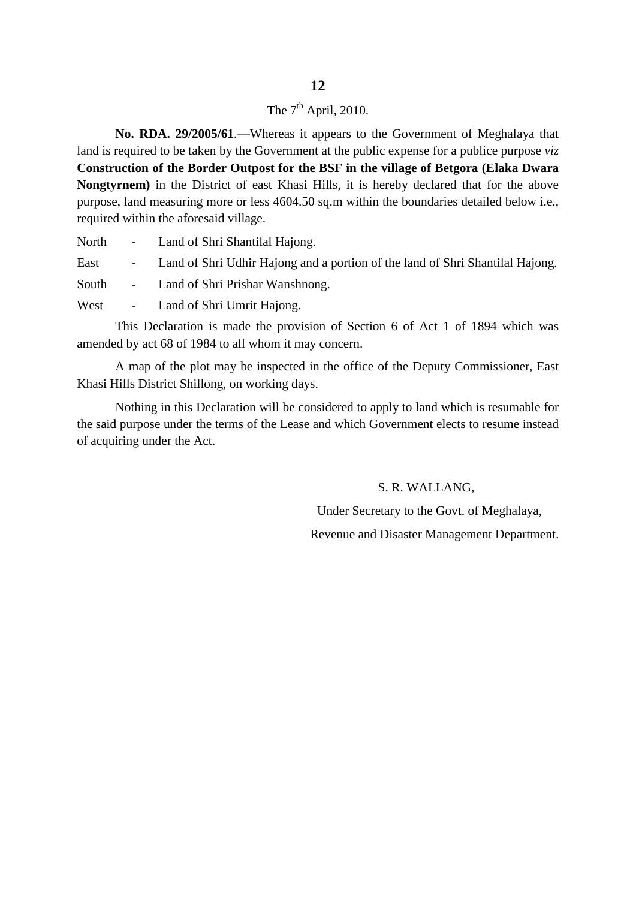The 7th April, 2010.

**No. RDA. 29/2005/61**.—Whereas it appears to the Government of Meghalaya that land is required to be taken by the Government at the public expense for a publice purpose *viz* **Construction of the Border Outpost for the BSF in the village of Betgora (Elaka Dwara Nongtyrnem)** in the District of east Khasi Hills, it is hereby declared that for the above purpose, land measuring more or less 4604.50 sq.m within the boundaries detailed below i.e., required within the aforesaid village.

North - Land of Shri Shantilal Hajong.

East - Land of Shri Udhir Hajong and a portion of the land of Shri Shantilal Hajong.

South - Land of Shri Prishar Wanshnong.

West - Land of Shri Umrit Hajong.

This Declaration is made the provision of Section 6 of Act 1 of 1894 which was amended by act 68 of 1984 to all whom it may concern.

A map of the plot may be inspected in the office of the Deputy Commissioner, East Khasi Hills District Shillong, on working days.

Nothing in this Declaration will be considered to apply to land which is resumable for the said purpose under the terms of the Lease and which Government elects to resume instead of acquiring under the Act.

S. R. WALLANG,

Under Secretary to the Govt. of Meghalaya,

Revenue and Disaster Management Department.